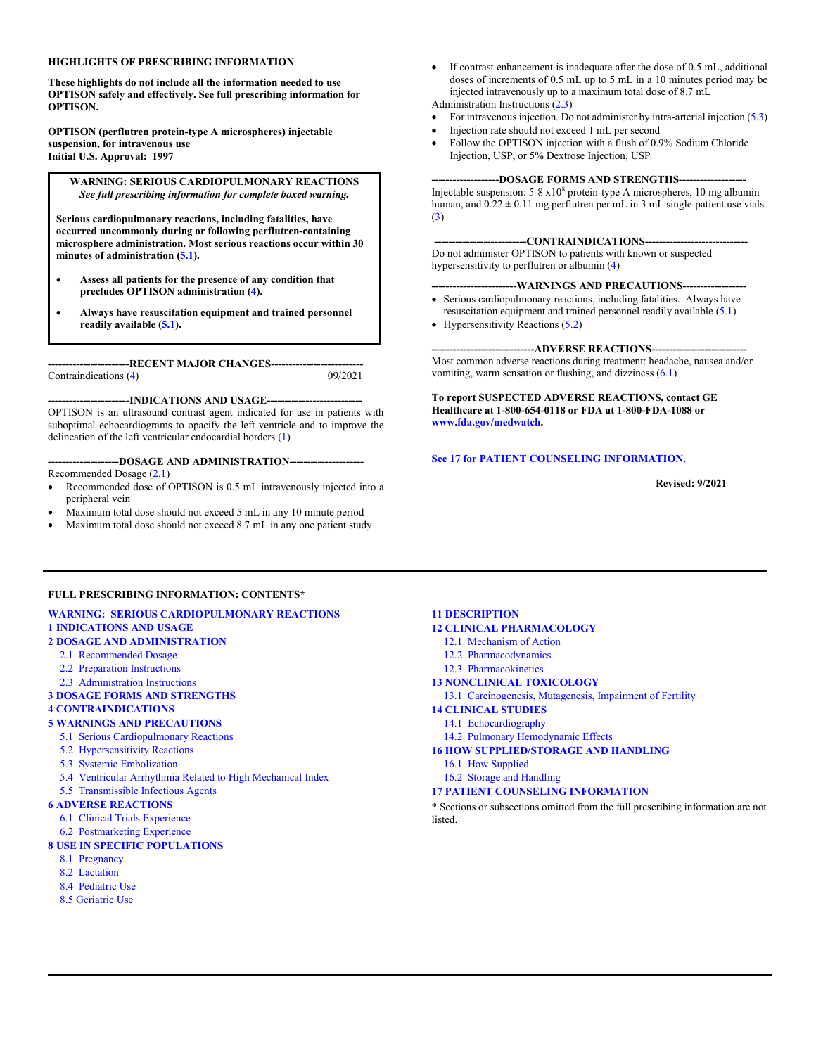## HIGHLIGHTS OF PRESCRIBING INFORMATION

**These highlights do not include all the information needed to use OPTISON safely and effectively. See full prescribing information for OPTISON.**

**OPTISON (perflutren protein-type A microspheres) injectable suspension, for intravenous use**
**Initial U.S. Approval: 1997**

> **WARNING: SERIOUS CARDIOPULMONARY REACTIONS**
> ***See full prescribing information for complete boxed warning.***
>
> **Serious cardiopulmonary reactions, including fatalities, have occurred uncommonly during or following perflutren-containing microsphere administration. Most serious reactions occur within 30 minutes of administration (5.1).**
>
> - **Assess all patients for the presence of any condition that precludes OPTISON administration (4).**
> - **Always have resuscitation equipment and trained personnel readily available (5.1).**

**---RECENT MAJOR CHANGES---**

Contraindications (4) 09/2021

**---INDICATIONS AND USAGE---**

OPTISON is an ultrasound contrast agent indicated for use in patients with suboptimal echocardiograms to opacify the left ventricle and to improve the delineation of the left ventricular endocardial borders (1)

**---DOSAGE AND ADMINISTRATION---**

Recommended Dosage (2.1)

- Recommended dose of OPTISON is 0.5 mL intravenously injected into a peripheral vein
- Maximum total dose should not exceed 5 mL in any 10 minute period
- Maximum total dose should not exceed 8.7 mL in any one patient study
- If contrast enhancement is inadequate after the dose of 0.5 mL, additional doses of increments of 0.5 mL up to 5 mL in a 10 minutes period may be injected intravenously up to a maximum total dose of 8.7 mL

Administration Instructions (2.3)

- For intravenous injection. Do not administer by intra-arterial injection (5.3)
- Injection rate should not exceed 1 mL per second
- Follow the OPTISON injection with a flush of 0.9% Sodium Chloride Injection, USP, or 5% Dextrose Injection, USP

**---DOSAGE FORMS AND STRENGTHS---**

Injectable suspension: 5-8 $\times 10^8$ protein-type A microspheres, 10 mg albumin human, and $0.22 \pm 0.11$ mg perflutren per mL in 3 mL single-patient use vials (3)

**---CONTRAINDICATIONS---**

Do not administer OPTISON to patients with known or suspected hypersensitivity to perflutren or albumin (4)

**---WARNINGS AND PRECAUTIONS---**

- Serious cardiopulmonary reactions, including fatalities. Always have resuscitation equipment and trained personnel readily available (5.1)
- Hypersensitivity Reactions (5.2)

**---ADVERSE REACTIONS---**

Most common adverse reactions during treatment: headache, nausea and/or vomiting, warm sensation or flushing, and dizziness (6.1)

**To report SUSPECTED ADVERSE REACTIONS, contact GE Healthcare at 1-800-654-0118 or FDA at 1-800-FDA-1088 or www.fda.gov/medwatch.**

**See 17 for PATIENT COUNSELING INFORMATION.**

**Revised: 9/2021**

---

## FULL PRESCRIBING INFORMATION: CONTENTS*

**WARNING: SERIOUS CARDIOPULMONARY REACTIONS**
**1 INDICATIONS AND USAGE**
**2 DOSAGE AND ADMINISTRATION**
- 2.1 Recommended Dosage
- 2.2 Preparation Instructions
- 2.3 Administration Instructions

**3 DOSAGE FORMS AND STRENGTHS**
**4 CONTRAINDICATIONS**
**5 WARNINGS AND PRECAUTIONS**
- 5.1 Serious Cardiopulmonary Reactions
- 5.2 Hypersensitivity Reactions
- 5.3 Systemic Embolization
- 5.4 Ventricular Arrhythmia Related to High Mechanical Index
- 5.5 Transmissible Infectious Agents

**6 ADVERSE REACTIONS**
- 6.1 Clinical Trials Experience
- 6.2 Postmarketing Experience

**8 USE IN SPECIFIC POPULATIONS**
- 8.1 Pregnancy
- 8.2 Lactation
- 8.4 Pediatric Use
- 8.5 Geriatric Use

**11 DESCRIPTION**
**12 CLINICAL PHARMACOLOGY**
- 12.1 Mechanism of Action
- 12.2 Pharmacodynamics
- 12.3 Pharmacokinetics

**13 NONCLINICAL TOXICOLOGY**
- 13.1 Carcinogenesis, Mutagenesis, Impairment of Fertility

**14 CLINICAL STUDIES**
- 14.1 Echocardiography
- 14.2 Pulmonary Hemodynamic Effects

**16 HOW SUPPLIED/STORAGE AND HANDLING**
- 16.1 How Supplied
- 16.2 Storage and Handling

**17 PATIENT COUNSELING INFORMATION**

\* Sections or subsections omitted from the full prescribing information are not listed.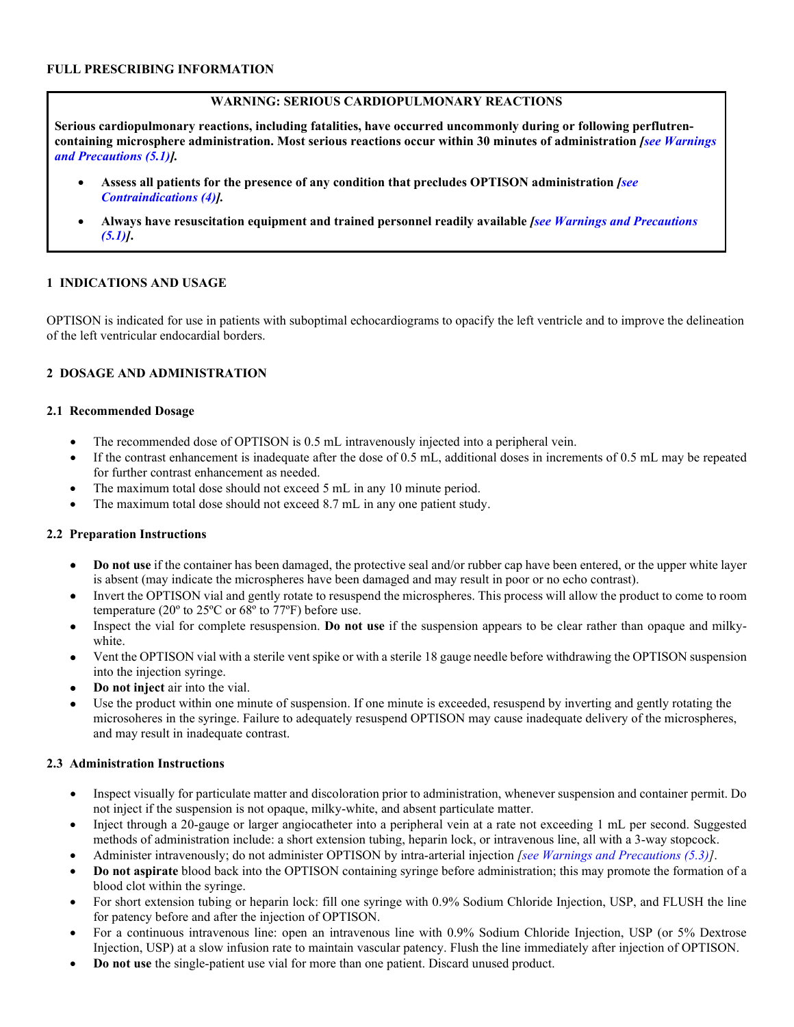# FULL PRESCRIBING INFORMATION

> **WARNING: SERIOUS CARDIOPULMONARY REACTIONS**
>
> **Serious cardiopulmonary reactions, including fatalities, have occurred uncommonly during or following perflutren-containing microsphere administration. Most serious reactions occur within 30 minutes of administration *[see Warnings and Precautions (5.1)]*.**
>
> - **Assess all patients for the presence of any condition that precludes OPTISON administration *[see Contraindications (4)]*.**
> - **Always have resuscitation equipment and trained personnel readily available *[see Warnings and Precautions (5.1)]*.**

## 1 INDICATIONS AND USAGE

OPTISON is indicated for use in patients with suboptimal echocardiograms to opacify the left ventricle and to improve the delineation of the left ventricular endocardial borders.

## 2 DOSAGE AND ADMINISTRATION

### 2.1 Recommended Dosage

- The recommended dose of OPTISON is 0.5 mL intravenously injected into a peripheral vein.
- If the contrast enhancement is inadequate after the dose of 0.5 mL, additional doses in increments of 0.5 mL may be repeated for further contrast enhancement as needed.
- The maximum total dose should not exceed 5 mL in any 10 minute period.
- The maximum total dose should not exceed 8.7 mL in any one patient study.

### 2.2 Preparation Instructions

- **Do not use** if the container has been damaged, the protective seal and/or rubber cap have been entered, or the upper white layer is absent (may indicate the microspheres have been damaged and may result in poor or no echo contrast).
- Invert the OPTISON vial and gently rotate to resuspend the microspheres. This process will allow the product to come to room temperature (20º to 25ºC or 68º to 77ºF) before use.
- Inspect the vial for complete resuspension. **Do not use** if the suspension appears to be clear rather than opaque and milky-white.
- Vent the OPTISON vial with a sterile vent spike or with a sterile 18 gauge needle before withdrawing the OPTISON suspension into the injection syringe.
- **Do not inject** air into the vial.
- Use the product within one minute of suspension. If one minute is exceeded, resuspend by inverting and gently rotating the microsoheres in the syringe. Failure to adequately resuspend OPTISON may cause inadequate delivery of the microspheres, and may result in inadequate contrast.

### 2.3 Administration Instructions

- Inspect visually for particulate matter and discoloration prior to administration, whenever suspension and container permit. Do not inject if the suspension is not opaque, milky-white, and absent particulate matter.
- Inject through a 20-gauge or larger angiocatheter into a peripheral vein at a rate not exceeding 1 mL per second. Suggested methods of administration include: a short extension tubing, heparin lock, or intravenous line, all with a 3-way stopcock.
- Administer intravenously; do not administer OPTISON by intra-arterial injection *[see Warnings and Precautions (5.3)]*.
- **Do not aspirate** blood back into the OPTISON containing syringe before administration; this may promote the formation of a blood clot within the syringe.
- For short extension tubing or heparin lock: fill one syringe with 0.9% Sodium Chloride Injection, USP, and FLUSH the line for patency before and after the injection of OPTISON.
- For a continuous intravenous line: open an intravenous line with 0.9% Sodium Chloride Injection, USP (or 5% Dextrose Injection, USP) at a slow infusion rate to maintain vascular patency. Flush the line immediately after injection of OPTISON.
- **Do not use** the single-patient use vial for more than one patient. Discard unused product.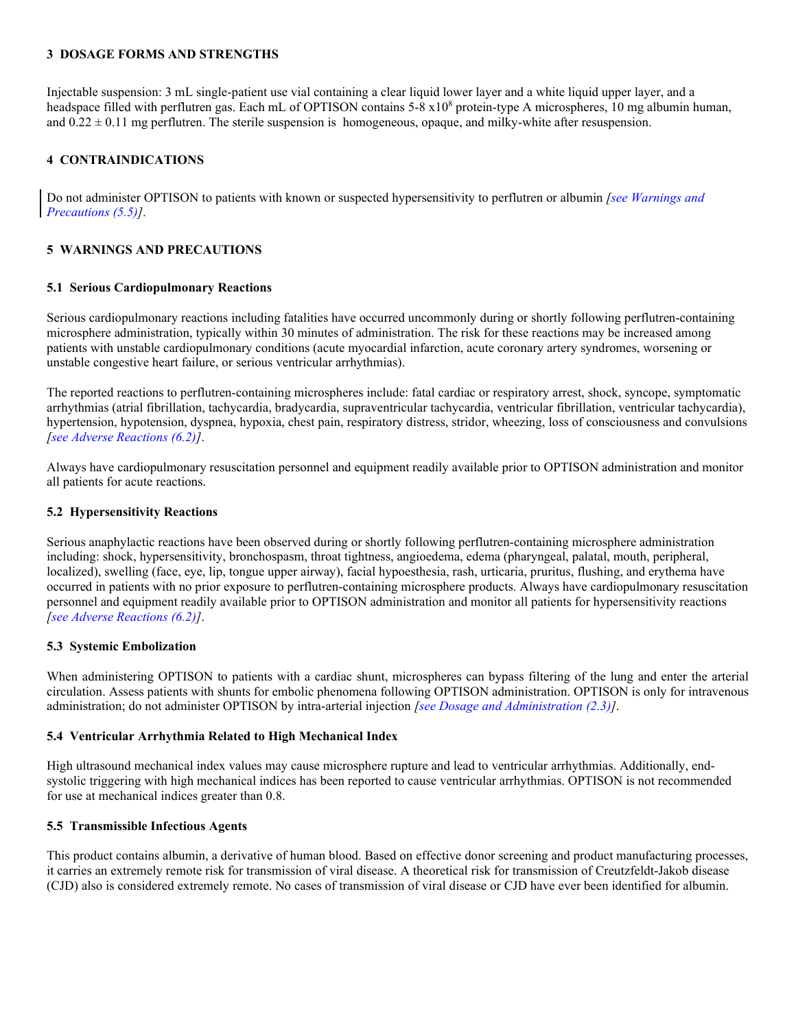## 3 DOSAGE FORMS AND STRENGTHS

Injectable suspension: 3 mL single-patient use vial containing a clear liquid lower layer and a white liquid upper layer, and a headspace filled with perflutren gas. Each mL of OPTISON contains 5-8 $x10^8$ protein-type A microspheres, 10 mg albumin human, and $0.22 \pm 0.11$ mg perflutren. The sterile suspension is homogeneous, opaque, and milky-white after resuspension.

## 4 CONTRAINDICATIONS

Do not administer OPTISON to patients with known or suspected hypersensitivity to perflutren or albumin *[see Warnings and Precautions (5.5)]*.

## 5 WARNINGS AND PRECAUTIONS

### 5.1 Serious Cardiopulmonary Reactions

Serious cardiopulmonary reactions including fatalities have occurred uncommonly during or shortly following perflutren-containing microsphere administration, typically within 30 minutes of administration. The risk for these reactions may be increased among patients with unstable cardiopulmonary conditions (acute myocardial infarction, acute coronary artery syndromes, worsening or unstable congestive heart failure, or serious ventricular arrhythmias).

The reported reactions to perflutren-containing microspheres include: fatal cardiac or respiratory arrest, shock, syncope, symptomatic arrhythmias (atrial fibrillation, tachycardia, bradycardia, supraventricular tachycardia, ventricular fibrillation, ventricular tachycardia), hypertension, hypotension, dyspnea, hypoxia, chest pain, respiratory distress, stridor, wheezing, loss of consciousness and convulsions *[see Adverse Reactions (6.2)]*.

Always have cardiopulmonary resuscitation personnel and equipment readily available prior to OPTISON administration and monitor all patients for acute reactions.

### 5.2 Hypersensitivity Reactions

Serious anaphylactic reactions have been observed during or shortly following perflutren-containing microsphere administration including: shock, hypersensitivity, bronchospasm, throat tightness, angioedema, edema (pharyngeal, palatal, mouth, peripheral, localized), swelling (face, eye, lip, tongue upper airway), facial hypoesthesia, rash, urticaria, pruritus, flushing, and erythema have occurred in patients with no prior exposure to perflutren-containing microsphere products. Always have cardiopulmonary resuscitation personnel and equipment readily available prior to OPTISON administration and monitor all patients for hypersensitivity reactions *[see Adverse Reactions (6.2)]*.

### 5.3 Systemic Embolization

When administering OPTISON to patients with a cardiac shunt, microspheres can bypass filtering of the lung and enter the arterial circulation. Assess patients with shunts for embolic phenomena following OPTISON administration. OPTISON is only for intravenous administration; do not administer OPTISON by intra-arterial injection *[see Dosage and Administration (2.3)]*.

### 5.4 Ventricular Arrhythmia Related to High Mechanical Index

High ultrasound mechanical index values may cause microsphere rupture and lead to ventricular arrhythmias. Additionally, end-systolic triggering with high mechanical indices has been reported to cause ventricular arrhythmias. OPTISON is not recommended for use at mechanical indices greater than 0.8.

### 5.5 Transmissible Infectious Agents

This product contains albumin, a derivative of human blood. Based on effective donor screening and product manufacturing processes, it carries an extremely remote risk for transmission of viral disease. A theoretical risk for transmission of Creutzfeldt-Jakob disease (CJD) also is considered extremely remote. No cases of transmission of viral disease or CJD have ever been identified for albumin.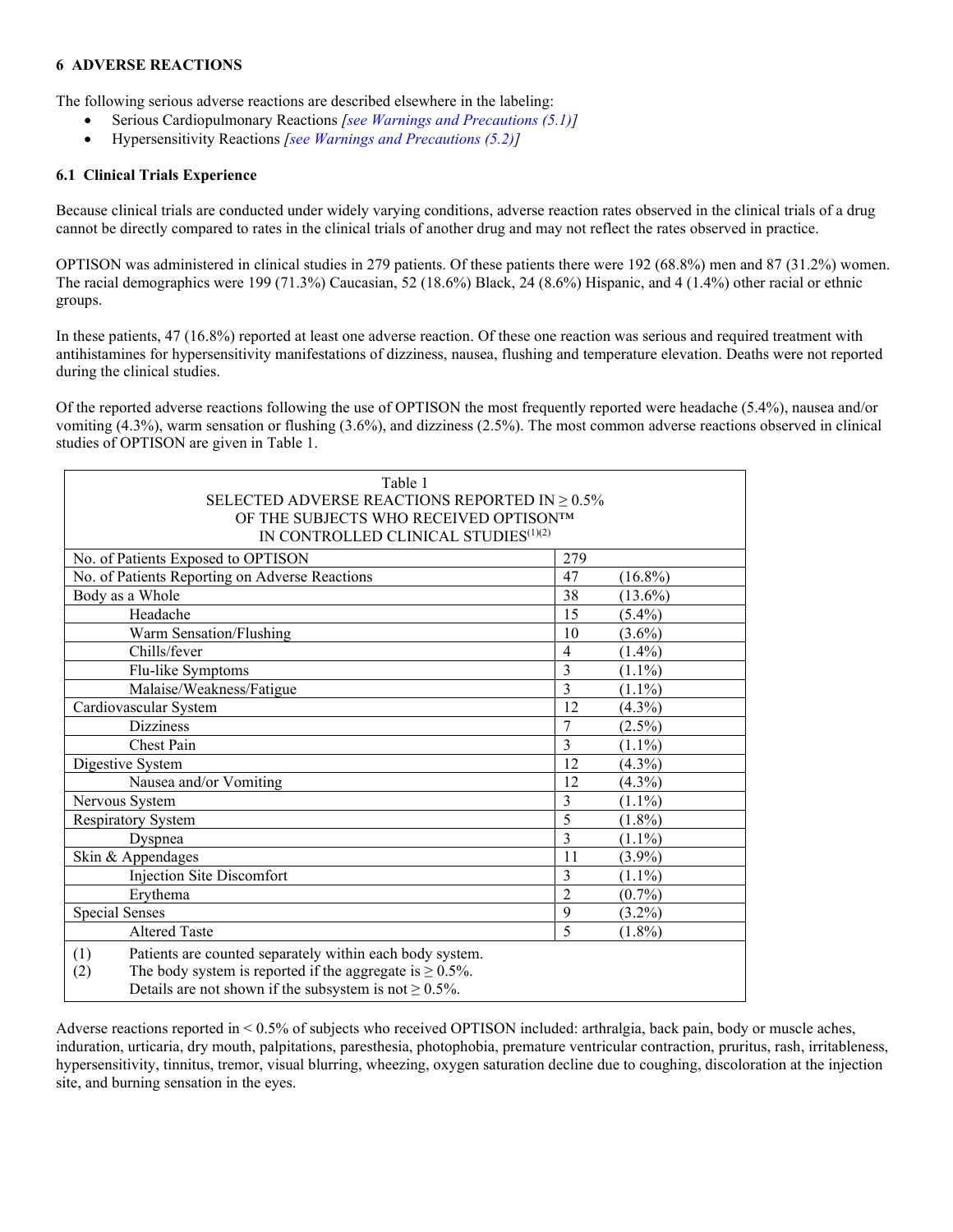## 6 ADVERSE REACTIONS

The following serious adverse reactions are described elsewhere in the labeling:

- Serious Cardiopulmonary Reactions *[see Warnings and Precautions (5.1)]*
- Hypersensitivity Reactions *[see Warnings and Precautions (5.2)]*

### 6.1 Clinical Trials Experience

Because clinical trials are conducted under widely varying conditions, adverse reaction rates observed in the clinical trials of a drug cannot be directly compared to rates in the clinical trials of another drug and may not reflect the rates observed in practice.

OPTISON was administered in clinical studies in 279 patients. Of these patients there were 192 (68.8%) men and 87 (31.2%) women. The racial demographics were 199 (71.3%) Caucasian, 52 (18.6%) Black, 24 (8.6%) Hispanic, and 4 (1.4%) other racial or ethnic groups.

In these patients, 47 (16.8%) reported at least one adverse reaction. Of these one reaction was serious and required treatment with antihistamines for hypersensitivity manifestations of dizziness, nausea, flushing and temperature elevation. Deaths were not reported during the clinical studies.

Of the reported adverse reactions following the use of OPTISON the most frequently reported were headache (5.4%), nausea and/or vomiting (4.3%), warm sensation or flushing (3.6%), and dizziness (2.5%). The most common adverse reactions observed in clinical studies of OPTISON are given in Table 1.

Table 1
SELECTED ADVERSE REACTIONS REPORTED IN ≥ 0.5% OF THE SUBJECTS WHO RECEIVED OPTISON™ IN CONTROLLED CLINICAL STUDIES[(1)(2)]

| | | |
|---|---|---|
| No. of Patients Exposed to OPTISON | 279 | |
| No. of Patients Reporting on Adverse Reactions | 47 | (16.8%) |
| Body as a Whole | 38 | (13.6%) |
| Headache | 15 | (5.4%) |
| Warm Sensation/Flushing | 10 | (3.6%) |
| Chills/fever | 4 | (1.4%) |
| Flu-like Symptoms | 3 | (1.1%) |
| Malaise/Weakness/Fatigue | 3 | (1.1%) |
| Cardiovascular System | 12 | (4.3%) |
| Dizziness | 7 | (2.5%) |
| Chest Pain | 3 | (1.1%) |
| Digestive System | 12 | (4.3%) |
| Nausea and/or Vomiting | 12 | (4.3%) |
| Nervous System | 3 | (1.1%) |
| Respiratory System | 5 | (1.8%) |
| Dyspnea | 3 | (1.1%) |
| Skin & Appendages | 11 | (3.9%) |
| Injection Site Discomfort | 3 | (1.1%) |
| Erythema | 2 | (0.7%) |
| Special Senses | 9 | (3.2%) |
| Altered Taste | 5 | (1.8%) |

(1) Patients are counted separately within each body system.
(2) The body system is reported if the aggregate is ≥ 0.5%. Details are not shown if the subsystem is not ≥ 0.5%.

Adverse reactions reported in < 0.5% of subjects who received OPTISON included: arthralgia, back pain, body or muscle aches, induration, urticaria, dry mouth, palpitations, paresthesia, photophobia, premature ventricular contraction, pruritus, rash, irritableness, hypersensitivity, tinnitus, tremor, visual blurring, wheezing, oxygen saturation decline due to coughing, discoloration at the injection site, and burning sensation in the eyes.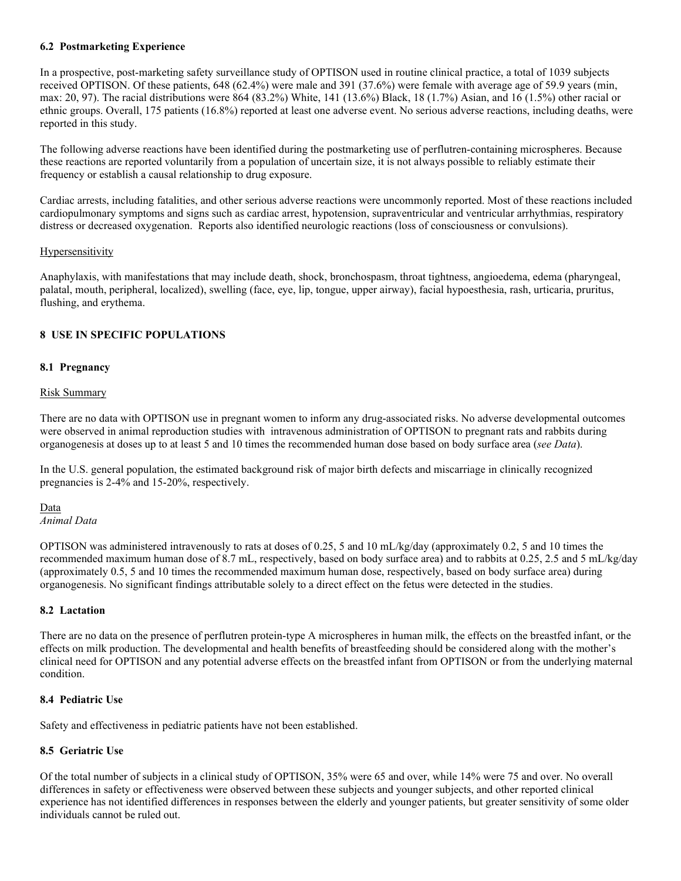### 6.2 Postmarketing Experience

In a prospective, post-marketing safety surveillance study of OPTISON used in routine clinical practice, a total of 1039 subjects received OPTISON. Of these patients, 648 (62.4%) were male and 391 (37.6%) were female with average age of 59.9 years (min, max: 20, 97). The racial distributions were 864 (83.2%) White, 141 (13.6%) Black, 18 (1.7%) Asian, and 16 (1.5%) other racial or ethnic groups. Overall, 175 patients (16.8%) reported at least one adverse event. No serious adverse reactions, including deaths, were reported in this study.

The following adverse reactions have been identified during the postmarketing use of perflutren-containing microspheres. Because these reactions are reported voluntarily from a population of uncertain size, it is not always possible to reliably estimate their frequency or establish a causal relationship to drug exposure.

Cardiac arrests, including fatalities, and other serious adverse reactions were uncommonly reported. Most of these reactions included cardiopulmonary symptoms and signs such as cardiac arrest, hypotension, supraventricular and ventricular arrhythmias, respiratory distress or decreased oxygenation. Reports also identified neurologic reactions (loss of consciousness or convulsions).

Hypersensitivity

Anaphylaxis, with manifestations that may include death, shock, bronchospasm, throat tightness, angioedema, edema (pharyngeal, palatal, mouth, peripheral, localized), swelling (face, eye, lip, tongue, upper airway), facial hypoesthesia, rash, urticaria, pruritus, flushing, and erythema.

## 8 USE IN SPECIFIC POPULATIONS

### 8.1 Pregnancy

Risk Summary

There are no data with OPTISON use in pregnant women to inform any drug-associated risks. No adverse developmental outcomes were observed in animal reproduction studies with intravenous administration of OPTISON to pregnant rats and rabbits during organogenesis at doses up to at least 5 and 10 times the recommended human dose based on body surface area (*see Data*).

In the U.S. general population, the estimated background risk of major birth defects and miscarriage in clinically recognized pregnancies is 2-4% and 15-20%, respectively.

Data

*Animal Data*

OPTISON was administered intravenously to rats at doses of 0.25, 5 and 10 mL/kg/day (approximately 0.2, 5 and 10 times the recommended maximum human dose of 8.7 mL, respectively, based on body surface area) and to rabbits at 0.25, 2.5 and 5 mL/kg/day (approximately 0.5, 5 and 10 times the recommended maximum human dose, respectively, based on body surface area) during organogenesis. No significant findings attributable solely to a direct effect on the fetus were detected in the studies.

### 8.2 Lactation

There are no data on the presence of perflutren protein-type A microspheres in human milk, the effects on the breastfed infant, or the effects on milk production. The developmental and health benefits of breastfeeding should be considered along with the mother's clinical need for OPTISON and any potential adverse effects on the breastfed infant from OPTISON or from the underlying maternal condition.

### 8.4 Pediatric Use

Safety and effectiveness in pediatric patients have not been established.

### 8.5 Geriatric Use

Of the total number of subjects in a clinical study of OPTISON, 35% were 65 and over, while 14% were 75 and over. No overall differences in safety or effectiveness were observed between these subjects and younger subjects, and other reported clinical experience has not identified differences in responses between the elderly and younger patients, but greater sensitivity of some older individuals cannot be ruled out.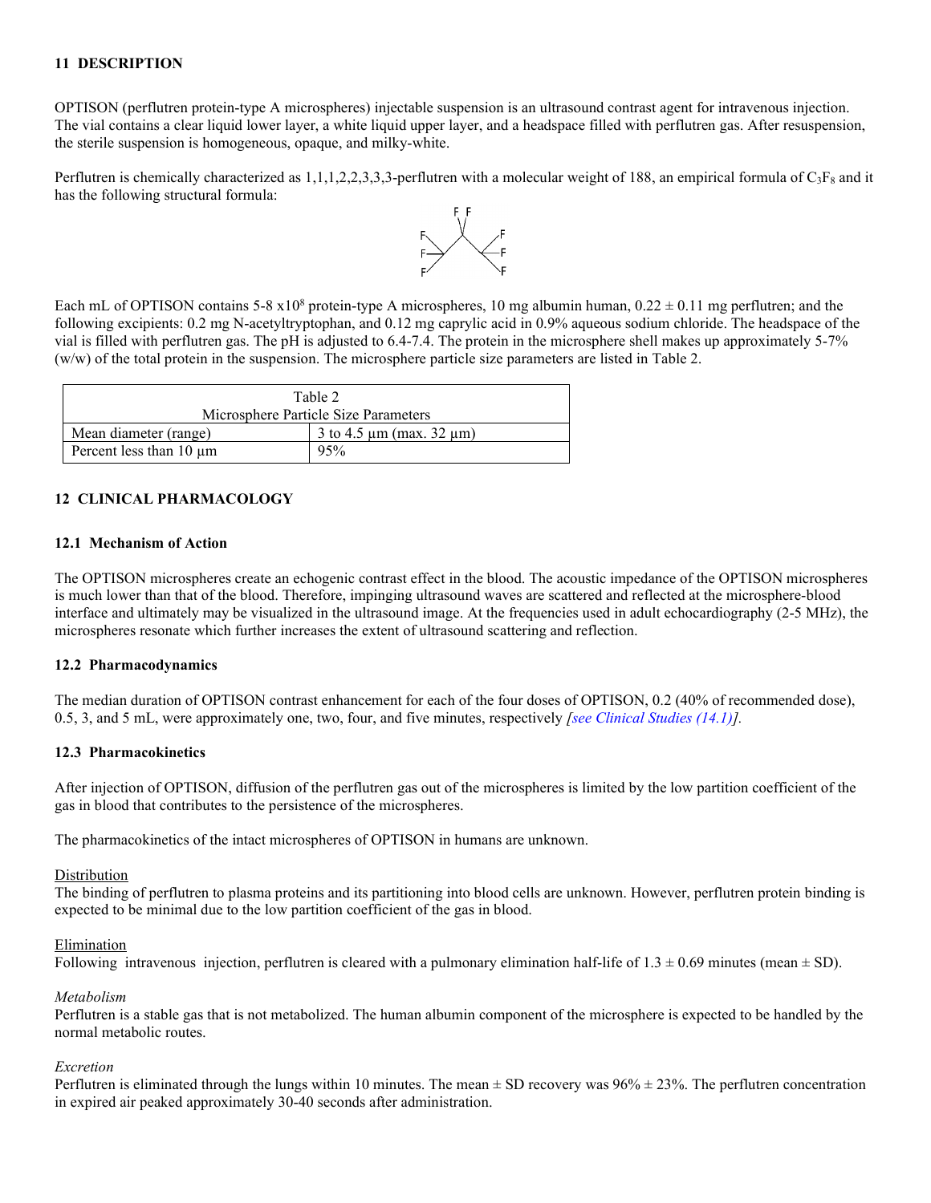## 11 DESCRIPTION

OPTISON (perflutren protein-type A microspheres) injectable suspension is an ultrasound contrast agent for intravenous injection. The vial contains a clear liquid lower layer, a white liquid upper layer, and a headspace filled with perflutren gas. After resuspension, the sterile suspension is homogeneous, opaque, and milky-white.

Perflutren is chemically characterized as 1,1,1,2,2,3,3,3-perflutren with a molecular weight of 188, an empirical formula of $C_3F_8$ and it has the following structural formula:

Each mL of OPTISON contains 5-8 x$10^8$ protein-type A microspheres, 10 mg albumin human, 0.22 ± 0.11 mg perflutren; and the following excipients: 0.2 mg N-acetyltryptophan, and 0.12 mg caprylic acid in 0.9% aqueous sodium chloride. The headspace of the vial is filled with perflutren gas. The pH is adjusted to 6.4-7.4. The protein in the microsphere shell makes up approximately 5-7% (w/w) of the total protein in the suspension. The microsphere particle size parameters are listed in Table 2.

| Table 2<br>Microsphere Particle Size Parameters | |
|---|---|
| Mean diameter (range) | 3 to 4.5 µm (max. 32 µm) |
| Percent less than 10 µm | 95% |

## 12 CLINICAL PHARMACOLOGY

### 12.1 Mechanism of Action

The OPTISON microspheres create an echogenic contrast effect in the blood. The acoustic impedance of the OPTISON microspheres is much lower than that of the blood. Therefore, impinging ultrasound waves are scattered and reflected at the microsphere-blood interface and ultimately may be visualized in the ultrasound image. At the frequencies used in adult echocardiography (2-5 MHz), the microspheres resonate which further increases the extent of ultrasound scattering and reflection.

### 12.2 Pharmacodynamics

The median duration of OPTISON contrast enhancement for each of the four doses of OPTISON, 0.2 (40% of recommended dose), 0.5, 3, and 5 mL, were approximately one, two, four, and five minutes, respectively *[see Clinical Studies (14.1)]*.

### 12.3 Pharmacokinetics

After injection of OPTISON, diffusion of the perflutren gas out of the microspheres is limited by the low partition coefficient of the gas in blood that contributes to the persistence of the microspheres.

The pharmacokinetics of the intact microspheres of OPTISON in humans are unknown.

Distribution

The binding of perflutren to plasma proteins and its partitioning into blood cells are unknown. However, perflutren protein binding is expected to be minimal due to the low partition coefficient of the gas in blood.

Elimination

Following intravenous injection, perflutren is cleared with a pulmonary elimination half-life of 1.3 ± 0.69 minutes (mean ± SD).

*Metabolism*

Perflutren is a stable gas that is not metabolized. The human albumin component of the microsphere is expected to be handled by the normal metabolic routes.

*Excretion*

Perflutren is eliminated through the lungs within 10 minutes. The mean ± SD recovery was 96% ± 23%. The perflutren concentration in expired air peaked approximately 30-40 seconds after administration.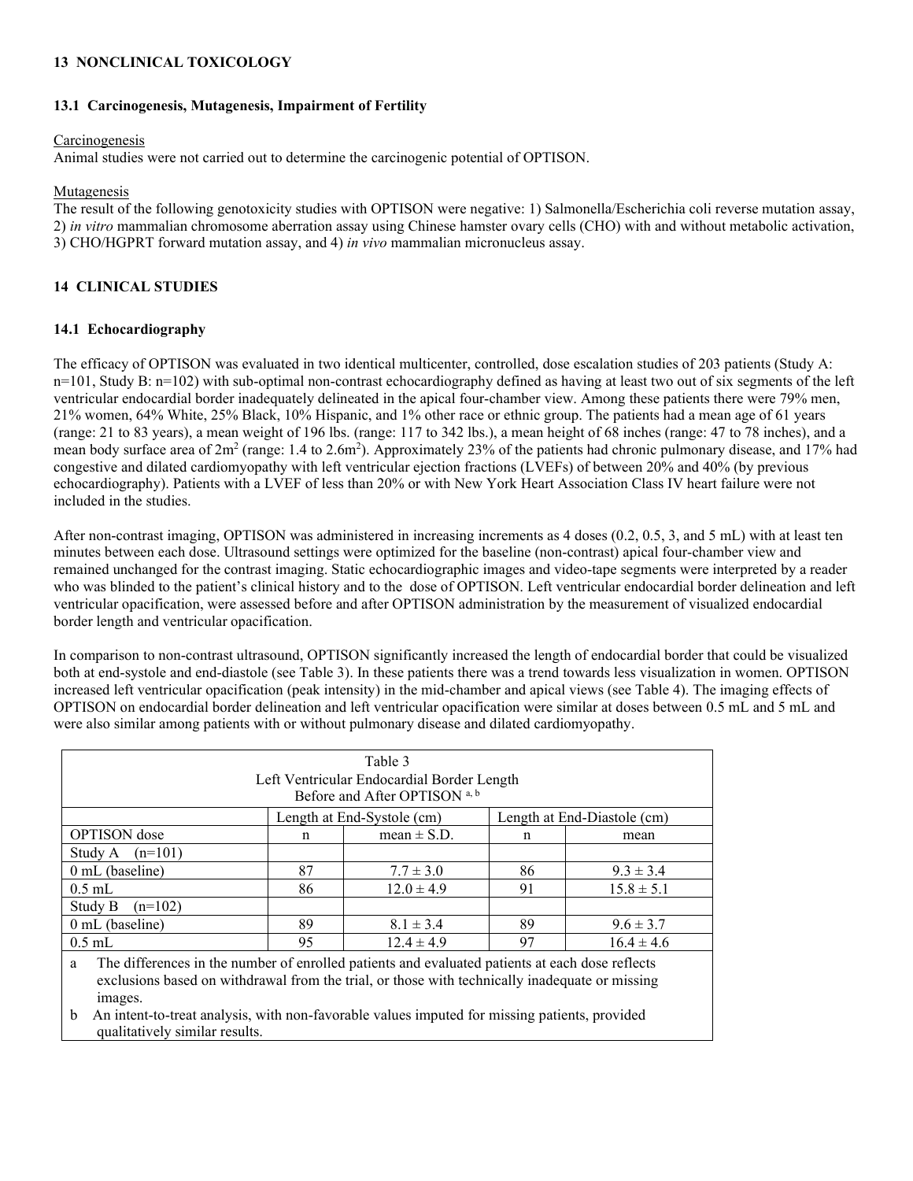## 13 NONCLINICAL TOXICOLOGY

### 13.1 Carcinogenesis, Mutagenesis, Impairment of Fertility

Carcinogenesis

Animal studies were not carried out to determine the carcinogenic potential of OPTISON.

Mutagenesis

The result of the following genotoxicity studies with OPTISON were negative: 1) Salmonella/Escherichia coli reverse mutation assay, 2) *in vitro* mammalian chromosome aberration assay using Chinese hamster ovary cells (CHO) with and without metabolic activation, 3) CHO/HGPRT forward mutation assay, and 4) *in vivo* mammalian micronucleus assay.

## 14 CLINICAL STUDIES

### 14.1 Echocardiography

The efficacy of OPTISON was evaluated in two identical multicenter, controlled, dose escalation studies of 203 patients (Study A: n=101, Study B: n=102) with sub-optimal non-contrast echocardiography defined as having at least two out of six segments of the left ventricular endocardial border inadequately delineated in the apical four-chamber view. Among these patients there were 79% men, 21% women, 64% White, 25% Black, 10% Hispanic, and 1% other race or ethnic group. The patients had a mean age of 61 years (range: 21 to 83 years), a mean weight of 196 lbs. (range: 117 to 342 lbs.), a mean height of 68 inches (range: 47 to 78 inches), and a mean body surface area of $2m^2$ (range: 1.4 to $2.6m^2$). Approximately 23% of the patients had chronic pulmonary disease, and 17% had congestive and dilated cardiomyopathy with left ventricular ejection fractions (LVEFs) of between 20% and 40% (by previous echocardiography). Patients with a LVEF of less than 20% or with New York Heart Association Class IV heart failure were not included in the studies.

After non-contrast imaging, OPTISON was administered in increasing increments as 4 doses (0.2, 0.5, 3, and 5 mL) with at least ten minutes between each dose. Ultrasound settings were optimized for the baseline (non-contrast) apical four-chamber view and remained unchanged for the contrast imaging. Static echocardiographic images and video-tape segments were interpreted by a reader who was blinded to the patient's clinical history and to the dose of OPTISON. Left ventricular endocardial border delineation and left ventricular opacification, were assessed before and after OPTISON administration by the measurement of visualized endocardial border length and ventricular opacification.

In comparison to non-contrast ultrasound, OPTISON significantly increased the length of endocardial border that could be visualized both at end-systole and end-diastole (see Table 3). In these patients there was a trend towards less visualization in women. OPTISON increased left ventricular opacification (peak intensity) in the mid-chamber and apical views (see Table 4). The imaging effects of OPTISON on endocardial border delineation and left ventricular opacification were similar at doses between 0.5 mL and 5 mL and were also similar among patients with or without pulmonary disease and dilated cardiomyopathy.

Table 3
Left Ventricular Endocardial Border Length Before and After OPTISON [a, b]

| | Length at End-Systole (cm) | | Length at End-Diastole (cm) | |
|---|---|---|---|---|
| OPTISON dose | n | mean ± S.D. | n | mean |
| Study A (n=101) | | | | |
| 0 mL (baseline) | 87 | 7.7 ± 3.0 | 86 | 9.3 ± 3.4 |
| 0.5 mL | 86 | 12.0 ± 4.9 | 91 | 15.8 ± 5.1 |
| Study B (n=102) | | | | |
| 0 mL (baseline) | 89 | 8.1 ± 3.4 | 89 | 9.6 ± 3.7 |
| 0.5 mL | 95 | 12.4 ± 4.9 | 97 | 16.4 ± 4.6 |

a The differences in the number of enrolled patients and evaluated patients at each dose reflects exclusions based on withdrawal from the trial, or those with technically inadequate or missing images.

b An intent-to-treat analysis, with non-favorable values imputed for missing patients, provided qualitatively similar results.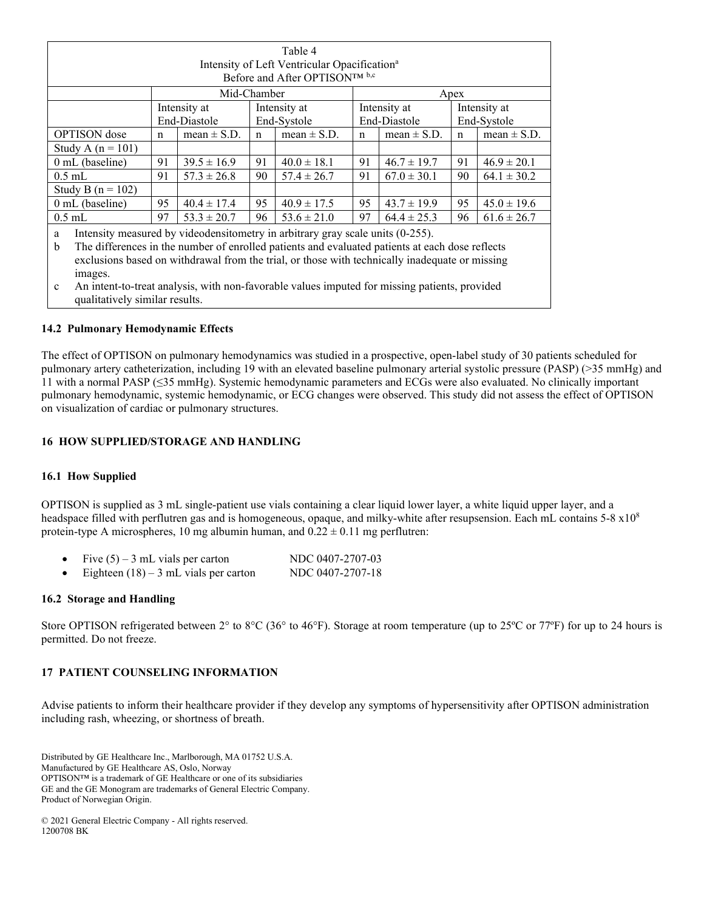| Table 4<br>Intensity of Left Ventricular Opacification[a]<br>Before and After OPTISON™ [b,c] | | | | | | | | |
|---|---|---|---|---|---|---|---|---|
| | Mid-Chamber | | | | Apex | | | |
| | Intensity at End-Diastole | | Intensity at End-Systole | | Intensity at End-Diastole | | Intensity at End-Systole | |
| OPTISON dose | n | mean ± S.D. | n | mean ± S.D. | n | mean ± S.D. | n | mean ± S.D. |
| Study A (n = 101) | | | | | | | | |
| 0 mL (baseline) | 91 | 39.5 ± 16.9 | 91 | 40.0 ± 18.1 | 91 | 46.7 ± 19.7 | 91 | 46.9 ± 20.1 |
| 0.5 mL | 91 | 57.3 ± 26.8 | 90 | 57.4 ± 26.7 | 91 | 67.0 ± 30.1 | 90 | 64.1 ± 30.2 |
| Study B (n = 102) | | | | | | | | |
| 0 mL (baseline) | 95 | 40.4 ± 17.4 | 95 | 40.9 ± 17.5 | 95 | 43.7 ± 19.9 | 95 | 45.0 ± 19.6 |
| 0.5 mL | 97 | 53.3 ± 20.7 | 96 | 53.6 ± 21.0 | 97 | 64.4 ± 25.3 | 96 | 61.6 ± 26.7 |

a Intensity measured by videodensitometry in arbitrary gray scale units (0-255).
b The differences in the number of enrolled patients and evaluated patients at each dose reflects exclusions based on withdrawal from the trial, or those with technically inadequate or missing images.
c An intent-to-treat analysis, with non-favorable values imputed for missing patients, provided qualitatively similar results.

### 14.2 Pulmonary Hemodynamic Effects

The effect of OPTISON on pulmonary hemodynamics was studied in a prospective, open-label study of 30 patients scheduled for pulmonary artery catheterization, including 19 with an elevated baseline pulmonary arterial systolic pressure (PASP) (>35 mmHg) and 11 with a normal PASP (≤35 mmHg). Systemic hemodynamic parameters and ECGs were also evaluated. No clinically important pulmonary hemodynamic, systemic hemodynamic, or ECG changes were observed. This study did not assess the effect of OPTISON on visualization of cardiac or pulmonary structures.

## 16 HOW SUPPLIED/STORAGE AND HANDLING

### 16.1 How Supplied

OPTISON is supplied as 3 mL single-patient use vials containing a clear liquid lower layer, a white liquid upper layer, and a headspace filled with perflutren gas and is homogeneous, opaque, and milky-white after resuspension. Each mL contains 5-8 x$10^8$ protein-type A microspheres, 10 mg albumin human, and 0.22 ± 0.11 mg perflutren:

- Five (5) – 3 mL vials per carton NDC 0407-2707-03
- Eighteen (18) – 3 mL vials per carton NDC 0407-2707-18

### 16.2 Storage and Handling

Store OPTISON refrigerated between 2° to 8°C (36° to 46°F). Storage at room temperature (up to 25ºC or 77ºF) for up to 24 hours is permitted. Do not freeze.

## 17 PATIENT COUNSELING INFORMATION

Advise patients to inform their healthcare provider if they develop any symptoms of hypersensitivity after OPTISON administration including rash, wheezing, or shortness of breath.

Distributed by GE Healthcare Inc., Marlborough, MA 01752 U.S.A.
Manufactured by GE Healthcare AS, Oslo, Norway
OPTISON™ is a trademark of GE Healthcare or one of its subsidiaries
GE and the GE Monogram are trademarks of General Electric Company.
Product of Norwegian Origin.

© 2021 General Electric Company - All rights reserved.
1200708 BK